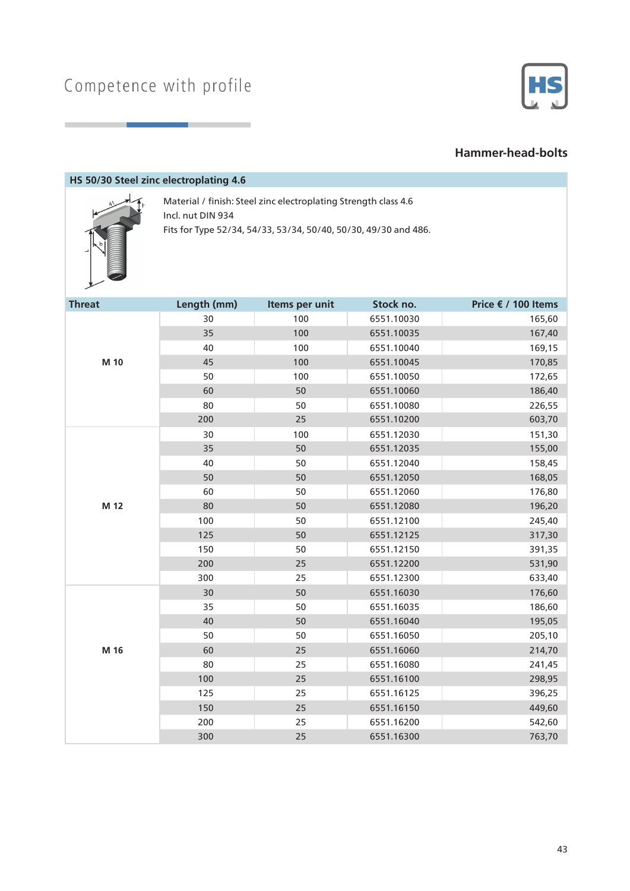Competence with profile

## Hammer-head-bolts

### HS 50/30 Steel zinc electroplating 4.6

Material / finish: Steel zinc electroplating Strength class 4.6
Incl. nut DIN 934
Fits for Type 52/34, 54/33, 53/34, 50/40, 50/30, 49/30 and 486.

| Threat | Length (mm) | Items per unit | Stock no. | Price € / 100 Items |
|---|---|---|---|---|
| M 10 | 30 | 100 | 6551.10030 | 165,60 |
| | 35 | 100 | 6551.10035 | 167,40 |
| | 40 | 100 | 6551.10040 | 169,15 |
| | 45 | 100 | 6551.10045 | 170,85 |
| | 50 | 100 | 6551.10050 | 172,65 |
| | 60 | 50 | 6551.10060 | 186,40 |
| | 80 | 50 | 6551.10080 | 226,55 |
| | 200 | 25 | 6551.10200 | 603,70 |
| M 12 | 30 | 100 | 6551.12030 | 151,30 |
| | 35 | 50 | 6551.12035 | 155,00 |
| | 40 | 50 | 6551.12040 | 158,45 |
| | 50 | 50 | 6551.12050 | 168,05 |
| | 60 | 50 | 6551.12060 | 176,80 |
| | 80 | 50 | 6551.12080 | 196,20 |
| | 100 | 50 | 6551.12100 | 245,40 |
| | 125 | 50 | 6551.12125 | 317,30 |
| | 150 | 50 | 6551.12150 | 391,35 |
| | 200 | 25 | 6551.12200 | 531,90 |
| | 300 | 25 | 6551.12300 | 633,40 |
| M 16 | 30 | 50 | 6551.16030 | 176,60 |
| | 35 | 50 | 6551.16035 | 186,60 |
| | 40 | 50 | 6551.16040 | 195,05 |
| | 50 | 50 | 6551.16050 | 205,10 |
| | 60 | 25 | 6551.16060 | 214,70 |
| | 80 | 25 | 6551.16080 | 241,45 |
| | 100 | 25 | 6551.16100 | 298,95 |
| | 125 | 25 | 6551.16125 | 396,25 |
| | 150 | 25 | 6551.16150 | 449,60 |
| | 200 | 25 | 6551.16200 | 542,60 |
| | 300 | 25 | 6551.16300 | 763,70 |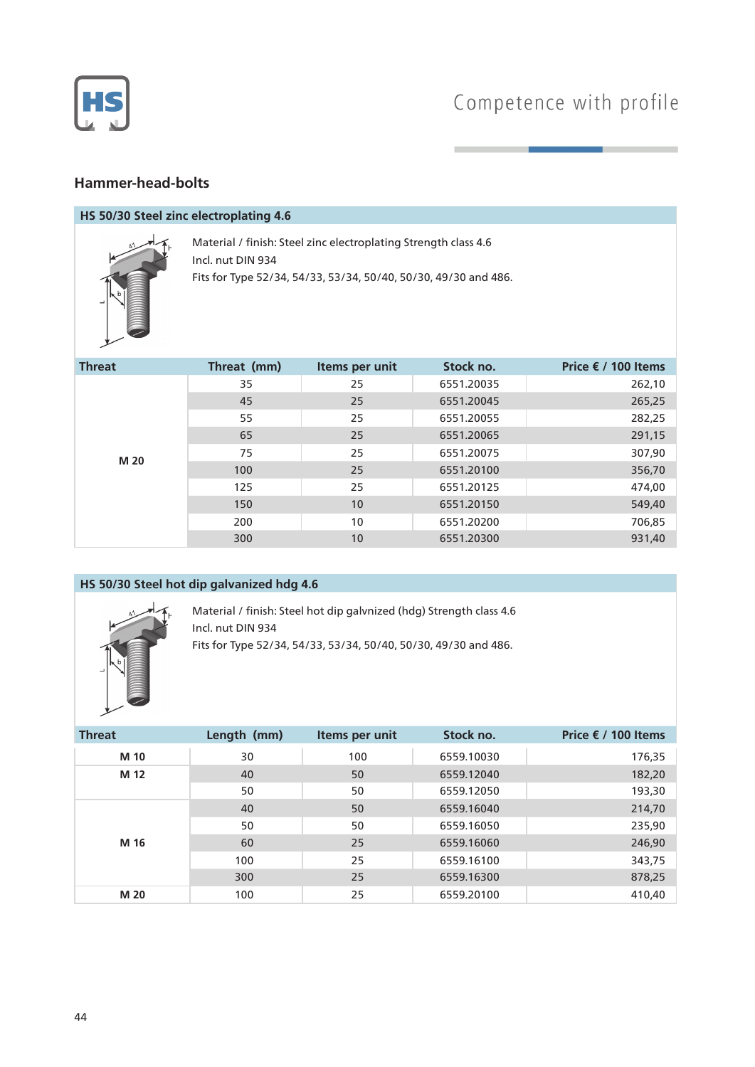## Hammer-head-bolts

### HS 50/30 Steel zinc electroplating 4.6

Material / finish: Steel zinc electroplating Strength class 4.6
Incl. nut DIN 934
Fits for Type 52/34, 54/33, 53/34, 50/40, 50/30, 49/30 and 486.

| Threat | Threat (mm) | Items per unit | Stock no. | Price € / 100 Items |
|---|---|---|---|---|
| M 20 | 35 | 25 | 6551.20035 | 262,10 |
| | 45 | 25 | 6551.20045 | 265,25 |
| | 55 | 25 | 6551.20055 | 282,25 |
| | 65 | 25 | 6551.20065 | 291,15 |
| | 75 | 25 | 6551.20075 | 307,90 |
| | 100 | 25 | 6551.20100 | 356,70 |
| | 125 | 25 | 6551.20125 | 474,00 |
| | 150 | 10 | 6551.20150 | 549,40 |
| | 200 | 10 | 6551.20200 | 706,85 |
| | 300 | 10 | 6551.20300 | 931,40 |

### HS 50/30 Steel hot dip galvanized hdg 4.6

Material / finish: Steel hot dip galvnized (hdg) Strength class 4.6
Incl. nut DIN 934
Fits for Type 52/34, 54/33, 53/34, 50/40, 50/30, 49/30 and 486.

| Threat | Length (mm) | Items per unit | Stock no. | Price € / 100 Items |
|---|---|---|---|---|
| M 10 | 30 | 100 | 6559.10030 | 176,35 |
| M 12 | 40 | 50 | 6559.12040 | 182,20 |
| | 50 | 50 | 6559.12050 | 193,30 |
| M 16 | 40 | 50 | 6559.16040 | 214,70 |
| | 50 | 50 | 6559.16050 | 235,90 |
| | 60 | 25 | 6559.16060 | 246,90 |
| | 100 | 25 | 6559.16100 | 343,75 |
| | 300 | 25 | 6559.16300 | 878,25 |
| M 20 | 100 | 25 | 6559.20100 | 410,40 |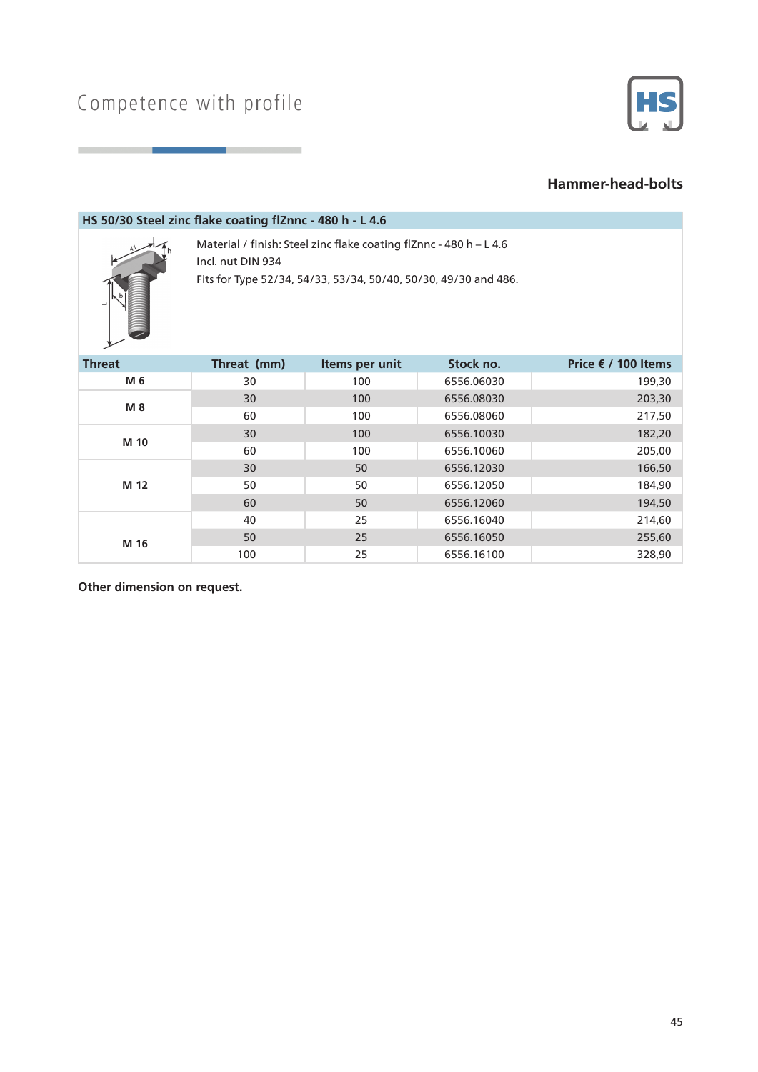Competence with profile

## Hammer-head-bolts

### HS 50/30 Steel zinc flake coating flZnnc - 480 h - L 4.6

Material / finish: Steel zinc flake coating flZnnc - 480 h – L 4.6
Incl. nut DIN 934
Fits for Type 52/34, 54/33, 53/34, 50/40, 50/30, 49/30 and 486.

| Threat | Threat (mm) | Items per unit | Stock no. | Price € / 100 Items |
|---|---|---|---|---|
| M 6 | 30 | 100 | 6556.06030 | 199,30 |
| M 8 | 30 | 100 | 6556.08030 | 203,30 |
| | 60 | 100 | 6556.08060 | 217,50 |
| M 10 | 30 | 100 | 6556.10030 | 182,20 |
| | 60 | 100 | 6556.10060 | 205,00 |
| M 12 | 30 | 50 | 6556.12030 | 166,50 |
| | 50 | 50 | 6556.12050 | 184,90 |
| | 60 | 50 | 6556.12060 | 194,50 |
| M 16 | 40 | 25 | 6556.16040 | 214,60 |
| | 50 | 25 | 6556.16050 | 255,60 |
| | 100 | 25 | 6556.16100 | 328,90 |

**Other dimension on request.**